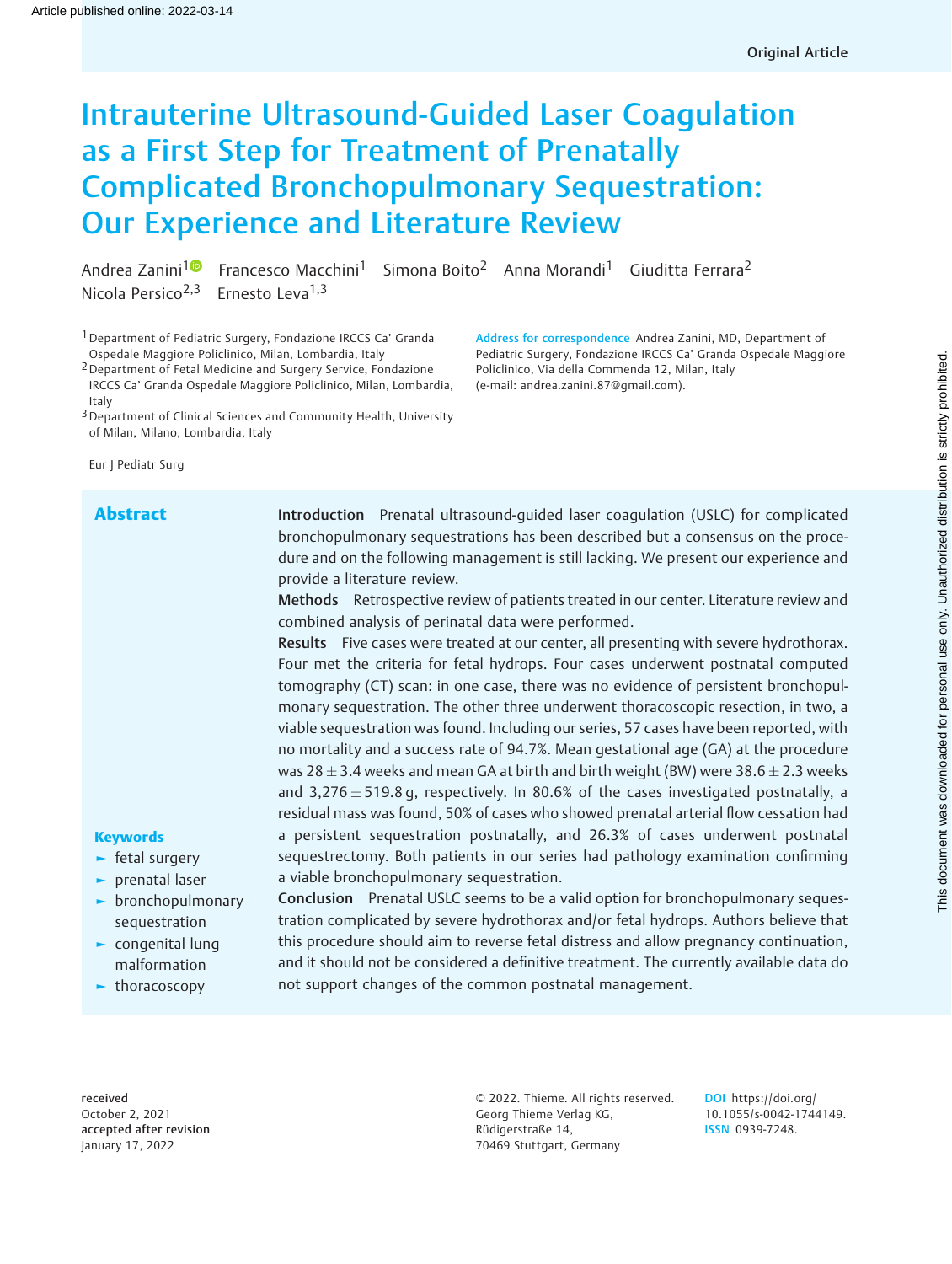Original Article

# Intrauterine Ultrasound-Guided Laser Coagulation as a First Step for Treatment of Prenatally Complicated Bronchopulmonary Sequestration: Our Experience and Literature Review

Andrea Zanini[1] Francesco Macchini[1] Simona Boito[2] Anna Morandi[1] Giuditta Ferrara[2] Nicola Persico[2,3] Ernesto Leva[1,3]

[1] Department of Pediatric Surgery, Fondazione IRCCS Ca' Granda Ospedale Maggiore Policlinico, Milan, Lombardia, Italy
[2] Department of Fetal Medicine and Surgery Service, Fondazione IRCCS Ca' Granda Ospedale Maggiore Policlinico, Milan, Lombardia, Italy
[3] Department of Clinical Sciences and Community Health, University of Milan, Milano, Lombardia, Italy

**Address for correspondence** Andrea Zanini, MD, Department of Pediatric Surgery, Fondazione IRCCS Ca' Granda Ospedale Maggiore Policlinico, Via della Commenda 12, Milan, Italy (e-mail: andrea.zanini.87@gmail.com).

Eur J Pediatr Surg

## Abstract

**Introduction** Prenatal ultrasound-guided laser coagulation (USLC) for complicated bronchopulmonary sequestrations has been described but a consensus on the procedure and on the following management is still lacking. We present our experience and provide a literature review.

**Methods** Retrospective review of patients treated in our center. Literature review and combined analysis of perinatal data were performed.

**Results** Five cases were treated at our center, all presenting with severe hydrothorax. Four met the criteria for fetal hydrops. Four cases underwent postnatal computed tomography (CT) scan: in one case, there was no evidence of persistent bronchopulmonary sequestration. The other three underwent thoracoscopic resection, in two, a viable sequestration was found. Including our series, 57 cases have been reported, with no mortality and a success rate of 94.7%. Mean gestational age (GA) at the procedure was $28 \pm 3.4$ weeks and mean GA at birth and birth weight (BW) were $38.6 \pm 2.3$ weeks and $3,276 \pm 519.8$ g, respectively. In 80.6% of the cases investigated postnatally, a residual mass was found, 50% of cases who showed prenatal arterial flow cessation had a persistent sequestration postnatally, and 26.3% of cases underwent postnatal sequestrectomy. Both patients in our series had pathology examination confirming a viable bronchopulmonary sequestration.

**Conclusion** Prenatal USLC seems to be a valid option for bronchopulmonary sequestration complicated by severe hydrothorax and/or fetal hydrops. Authors believe that this procedure should aim to reverse fetal distress and allow pregnancy continuation, and it should not be considered a definitive treatment. The currently available data do not support changes of the common postnatal management.

**Keywords**

- fetal surgery
- prenatal laser
- bronchopulmonary sequestration
- congenital lung malformation
- thoracoscopy

**received** October 2, 2021
**accepted after revision** January 17, 2022

© 2022. Thieme. All rights reserved. Georg Thieme Verlag KG, Rüdigerstraße 14, 70469 Stuttgart, Germany

DOI https://doi.org/10.1055/s-0042-1744149. ISSN 0939-7248.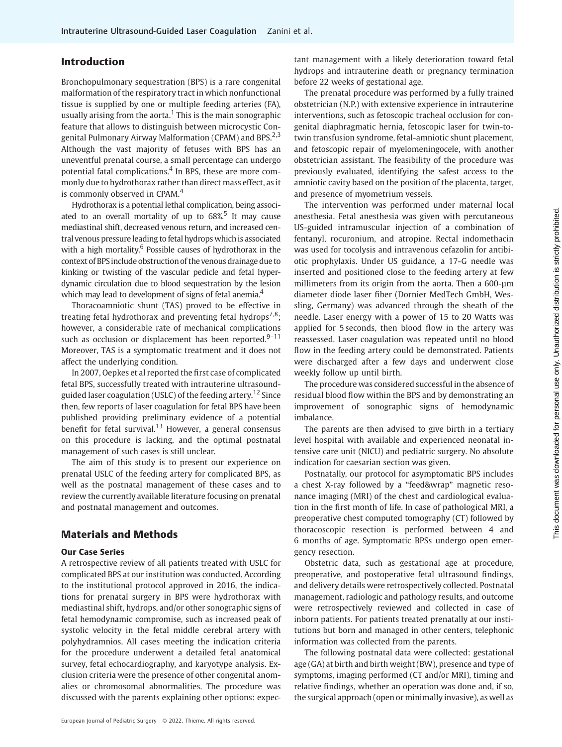## Introduction

Bronchopulmonary sequestration (BPS) is a rare congenital malformation of the respiratory tract in which nonfunctional tissue is supplied by one or multiple feeding arteries (FA), usually arising from the aorta.[1] This is the main sonographic feature that allows to distinguish between microcystic Congenital Pulmonary Airway Malformation (CPAM) and BPS.[2,3] Although the vast majority of fetuses with BPS has an uneventful prenatal course, a small percentage can undergo potential fatal complications.[4] In BPS, these are more commonly due to hydrothorax rather than direct mass effect, as it is commonly observed in CPAM.[4]

Hydrothorax is a potential lethal complication, being associated to an overall mortality of up to 68%.[5] It may cause mediastinal shift, decreased venous return, and increased central venous pressure leading to fetal hydrops which is associated with a high mortality.[6] Possible causes of hydrothorax in the context of BPS include obstruction of the venous drainage due to kinking or twisting of the vascular pedicle and fetal hyperdynamic circulation due to blood sequestration by the lesion which may lead to development of signs of fetal anemia.[4]

Thoracoamniotic shunt (TAS) proved to be effective in treating fetal hydrothorax and preventing fetal hydrops[7,8]; however, a considerable rate of mechanical complications such as occlusion or displacement has been reported.[9–11] Moreover, TAS is a symptomatic treatment and it does not affect the underlying condition.

In 2007, Oepkes et al reported the first case of complicated fetal BPS, successfully treated with intrauterine ultrasound-guided laser coagulation (USLC) of the feeding artery.[12] Since then, few reports of laser coagulation for fetal BPS have been published providing preliminary evidence of a potential benefit for fetal survival.[13] However, a general consensus on this procedure is lacking, and the optimal postnatal management of such cases is still unclear.

The aim of this study is to present our experience on prenatal USLC of the feeding artery for complicated BPS, as well as the postnatal management of these cases and to review the currently available literature focusing on prenatal and postnatal management and outcomes.

## Materials and Methods

### Our Case Series

A retrospective review of all patients treated with USLC for complicated BPS at our institution was conducted. According to the institutional protocol approved in 2016, the indications for prenatal surgery in BPS were hydrothorax with mediastinal shift, hydrops, and/or other sonographic signs of fetal hemodynamic compromise, such as increased peak of systolic velocity in the fetal middle cerebral artery with polyhydramnios. All cases meeting the indication criteria for the procedure underwent a detailed fetal anatomical survey, fetal echocardiography, and karyotype analysis. Exclusion criteria were the presence of other congenital anomalies or chromosomal abnormalities. The procedure was discussed with the parents explaining other options: expectant management with a likely deterioration toward fetal hydrops and intrauterine death or pregnancy termination before 22 weeks of gestational age.

The prenatal procedure was performed by a fully trained obstetrician (N.P.) with extensive experience in intrauterine interventions, such as fetoscopic tracheal occlusion for congenital diaphragmatic hernia, fetoscopic laser for twin-to-twin transfusion syndrome, fetal-amniotic shunt placement, and fetoscopic repair of myelomeningocele, with another obstetrician assistant. The feasibility of the procedure was previously evaluated, identifying the safest access to the amniotic cavity based on the position of the placenta, target, and presence of myometrium vessels.

The intervention was performed under maternal local anesthesia. Fetal anesthesia was given with percutaneous US-guided intramuscular injection of a combination of fentanyl, rocuronium, and atropine. Rectal indomethacin was used for tocolysis and intravenous cefazolin for antibiotic prophylaxis. Under US guidance, a 17-G needle was inserted and positioned close to the feeding artery at few millimeters from its origin from the aorta. Then a 600-µm diameter diode laser fiber (Dornier MedTech GmbH, Wessling, Germany) was advanced through the sheath of the needle. Laser energy with a power of 15 to 20 Watts was applied for 5 seconds, then blood flow in the artery was reassessed. Laser coagulation was repeated until no blood flow in the feeding artery could be demonstrated. Patients were discharged after a few days and underwent close weekly follow up until birth.

The procedure was considered successful in the absence of residual blood flow within the BPS and by demonstrating an improvement of sonographic signs of hemodynamic imbalance.

The parents are then advised to give birth in a tertiary level hospital with available and experienced neonatal intensive care unit (NICU) and pediatric surgery. No absolute indication for caesarian section was given.

Postnatally, our protocol for asymptomatic BPS includes a chest X-ray followed by a "feed&wrap" magnetic resonance imaging (MRI) of the chest and cardiological evaluation in the first month of life. In case of pathological MRI, a preoperative chest computed tomography (CT) followed by thoracoscopic resection is performed between 4 and 6 months of age. Symptomatic BPSs undergo open emergency resection.

Obstetric data, such as gestational age at procedure, preoperative, and postoperative fetal ultrasound findings, and delivery details were retrospectively collected. Postnatal management, radiologic and pathology results, and outcome were retrospectively reviewed and collected in case of inborn patients. For patients treated prenatally at our institutions but born and managed in other centers, telephonic information was collected from the parents.

The following postnatal data were collected: gestational age (GA) at birth and birth weight (BW), presence and type of symptoms, imaging performed (CT and/or MRI), timing and relative findings, whether an operation was done and, if so, the surgical approach (open or minimally invasive), as well as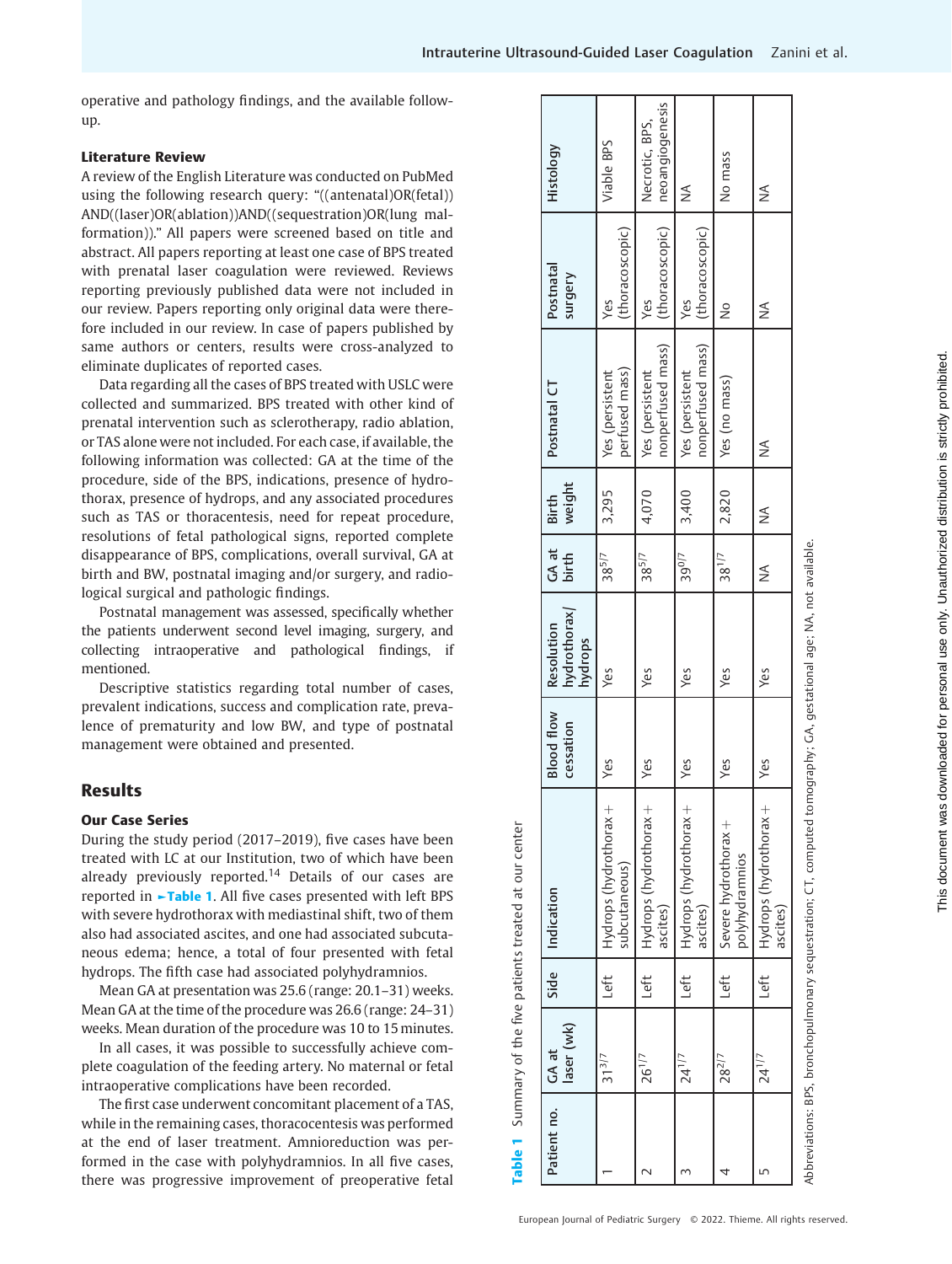operative and pathology findings, and the available follow-up.

### Literature Review

A review of the English Literature was conducted on PubMed using the following research query: "((antenatal)OR(fetal)) AND((laser)OR(ablation))AND((sequestration)OR(lung malformation))." All papers were screened based on title and abstract. All papers reporting at least one case of BPS treated with prenatal laser coagulation were reviewed. Reviews reporting previously published data were not included in our review. Papers reporting only original data were therefore included in our review. In case of papers published by same authors or centers, results were cross-analyzed to eliminate duplicates of reported cases.

Data regarding all the cases of BPS treated with USLC were collected and summarized. BPS treated with other kind of prenatal intervention such as sclerotherapy, radio ablation, or TAS alone were not included. For each case, if available, the following information was collected: GA at the time of the procedure, side of the BPS, indications, presence of hydrothorax, presence of hydrops, and any associated procedures such as TAS or thoracentesis, need for repeat procedure, resolutions of fetal pathological signs, reported complete disappearance of BPS, complications, overall survival, GA at birth and BW, postnatal imaging and/or surgery, and radiological surgical and pathologic findings.

Postnatal management was assessed, specifically whether the patients underwent second level imaging, surgery, and collecting intraoperative and pathological findings, if mentioned.

Descriptive statistics regarding total number of cases, prevalent indications, success and complication rate, prevalence of prematurity and low BW, and type of postnatal management were obtained and presented.

## Results

### Our Case Series

During the study period (2017–2019), five cases have been treated with LC at our Institution, two of which have been already previously reported.[14] Details of our cases are reported in ►Table 1. All five cases presented with left BPS with severe hydrothorax with mediastinal shift, two of them also had associated ascites, and one had associated subcutaneous edema; hence, a total of four presented with fetal hydrops. The fifth case had associated polyhydramnios.

Mean GA at presentation was 25.6 (range: 20.1–31) weeks. Mean GA at the time of the procedure was 26.6 (range: 24–31) weeks. Mean duration of the procedure was 10 to 15 minutes.

In all cases, it was possible to successfully achieve complete coagulation of the feeding artery. No maternal or fetal intraoperative complications have been recorded.

The first case underwent concomitant placement of a TAS, while in the remaining cases, thoracentesis was performed at the end of laser treatment. Amnioreduction was performed in the case with polyhydramnios. In all five cases, there was progressive improvement of preoperative fetal

**Table 1** Summary of the five patients treated at our center

| Patient no. | GA at laser (wk) | Side | Indication | Blood flow cessation | Resolution hydrothorax/hydrops | GA at birth | Birth weight | Postnatal CT | Postnatal surgery | Histology |
|---|---|---|---|---|---|---|---|---|---|---|
| 1 | $31^{3/7}$ | Left | Hydrops (hydrothorax + subcutaneous) | Yes | Yes | $38^{5/7}$ | 3,295 | Yes (persistent perfused mass) | Yes (thoracoscopic) | Viable BPS |
| 2 | $26^{1/7}$ | Left | Hydrops (hydrothorax + ascites) | Yes | Yes | $38^{5/7}$ | 4,070 | Yes (persistent nonperfused mass) | Yes (thoracoscopic) | Necrotic, BPS, neoangiogenesis |
| 3 | $24^{1/7}$ | Left | Hydrops (hydrothorax + ascites) | Yes | Yes | $39^{0/7}$ | 3,400 | Yes (persistent nonperfused mass) | Yes (thoracoscopic) | NA |
| 4 | $28^{2/7}$ | Left | Severe hydrothorax + polyhydramnios | Yes | Yes | $38^{1/7}$ | 2,820 | Yes (no mass) | No | No mass |
| 5 | $24^{1/7}$ | Left | Hydrops (hydrothorax + ascites) | Yes | Yes | NA | NA | NA | NA | NA |

Abbreviations: BPS, bronchopulmonary sequestration; CT, computed tomography; GA, gestational age; NA, not available.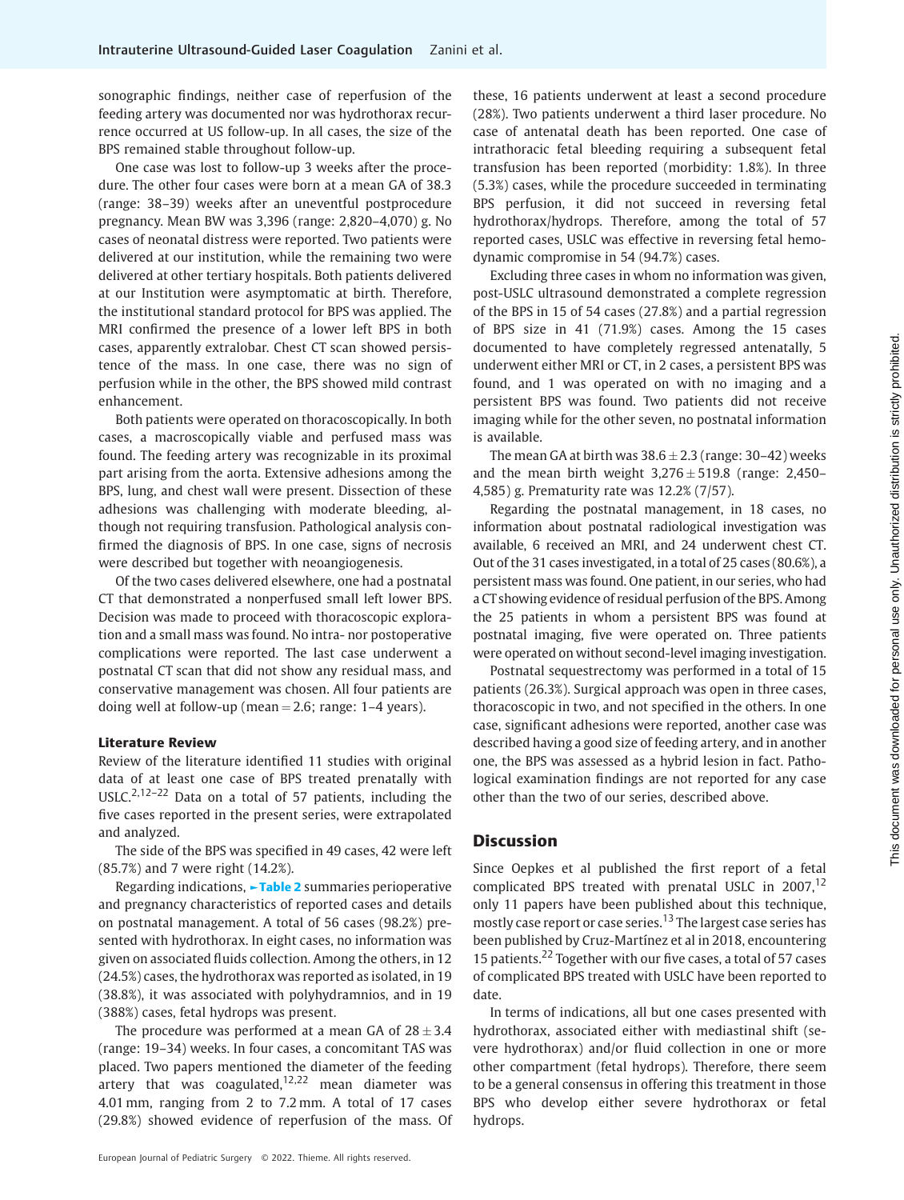sonographic findings, neither case of reperfusion of the feeding artery was documented nor was hydrothorax recurrence occurred at US follow-up. In all cases, the size of the BPS remained stable throughout follow-up.

One case was lost to follow-up 3 weeks after the procedure. The other four cases were born at a mean GA of 38.3 (range: 38–39) weeks after an uneventful postprocedure pregnancy. Mean BW was 3,396 (range: 2,820–4,070) g. No cases of neonatal distress were reported. Two patients were delivered at our institution, while the remaining two were delivered at other tertiary hospitals. Both patients delivered at our Institution were asymptomatic at birth. Therefore, the institutional standard protocol for BPS was applied. The MRI confirmed the presence of a lower left BPS in both cases, apparently extralobar. Chest CT scan showed persistence of the mass. In one case, there was no sign of perfusion while in the other, the BPS showed mild contrast enhancement.

Both patients were operated on thoracoscopically. In both cases, a macroscopically viable and perfused mass was found. The feeding artery was recognizable in its proximal part arising from the aorta. Extensive adhesions among the BPS, lung, and chest wall were present. Dissection of these adhesions was challenging with moderate bleeding, although not requiring transfusion. Pathological analysis confirmed the diagnosis of BPS. In one case, signs of necrosis were described but together with neoangiogenesis.

Of the two cases delivered elsewhere, one had a postnatal CT that demonstrated a nonperfused small left lower BPS. Decision was made to proceed with thoracoscopic exploration and a small mass was found. No intra- nor postoperative complications were reported. The last case underwent a postnatal CT scan that did not show any residual mass, and conservative management was chosen. All four patients are doing well at follow-up (mean = 2.6; range: 1–4 years).

### Literature Review

Review of the literature identified 11 studies with original data of at least one case of BPS treated prenatally with USLC.[2,12–22] Data on a total of 57 patients, including the five cases reported in the present series, were extrapolated and analyzed.

The side of the BPS was specified in 49 cases, 42 were left (85.7%) and 7 were right (14.2%).

Regarding indications, ►Table 2 summaries perioperative and pregnancy characteristics of reported cases and details on postnatal management. A total of 56 cases (98.2%) presented with hydrothorax. In eight cases, no information was given on associated fluids collection. Among the others, in 12 (24.5%) cases, the hydrothorax was reported as isolated, in 19 (38.8%), it was associated with polyhydramnios, and in 19 (388%) cases, fetal hydrops was present.

The procedure was performed at a mean GA of $28 \pm 3.4$ (range: 19–34) weeks. In four cases, a concomitant TAS was placed. Two papers mentioned the diameter of the feeding artery that was coagulated,[12,22] mean diameter was 4.01 mm, ranging from 2 to 7.2 mm. A total of 17 cases (29.8%) showed evidence of reperfusion of the mass. Of these, 16 patients underwent at least a second procedure (28%). Two patients underwent a third laser procedure. No case of antenatal death has been reported. One case of intrathoracic fetal bleeding requiring a subsequent fetal transfusion has been reported (morbidity: 1.8%). In three (5.3%) cases, while the procedure succeeded in terminating BPS perfusion, it did not succeed in reversing fetal hydrothorax/hydrops. Therefore, among the total of 57 reported cases, USLC was effective in reversing fetal hemodynamic compromise in 54 (94.7%) cases.

Excluding three cases in whom no information was given, post-USLC ultrasound demonstrated a complete regression of the BPS in 15 of 54 cases (27.8%) and a partial regression of BPS size in 41 (71.9%) cases. Among the 15 cases documented to have completely regressed antenatally, 5 underwent either MRI or CT, in 2 cases, a persistent BPS was found, and 1 was operated on with no imaging and a persistent BPS was found. Two patients did not receive imaging while for the other seven, no postnatal information is available.

The mean GA at birth was $38.6 \pm 2.3$ (range: 30–42) weeks and the mean birth weight $3,276 \pm 519.8$ (range: 2,450–4,585) g. Prematurity rate was 12.2% (7/57).

Regarding the postnatal management, in 18 cases, no information about postnatal radiological investigation was available, 6 received an MRI, and 24 underwent chest CT. Out of the 31 cases investigated, in a total of 25 cases (80.6%), a persistent mass was found. One patient, in our series, who had a CT showing evidence of residual perfusion of the BPS. Among the 25 patients in whom a persistent BPS was found at postnatal imaging, five were operated on. Three patients were operated on without second-level imaging investigation.

Postnatal sequestrectomy was performed in a total of 15 patients (26.3%). Surgical approach was open in three cases, thoracoscopic in two, and not specified in the others. In one case, significant adhesions were reported, another case was described having a good size of feeding artery, and in another one, the BPS was assessed as a hybrid lesion in fact. Pathological examination findings are not reported for any case other than the two of our series, described above.

## Discussion

Since Oepkes et al published the first report of a fetal complicated BPS treated with prenatal USLC in 2007,[12] only 11 papers have been published about this technique, mostly case report or case series.[13] The largest case series has been published by Cruz-Martínez et al in 2018, encountering 15 patients.[22] Together with our five cases, a total of 57 cases of complicated BPS treated with USLC have been reported to date.

In terms of indications, all but one cases presented with hydrothorax, associated either with mediastinal shift (severe hydrothorax) and/or fluid collection in one or more other compartment (fetal hydrops). Therefore, there seem to be a general consensus in offering this treatment in those BPS who develop either severe hydrothorax or fetal hydrops.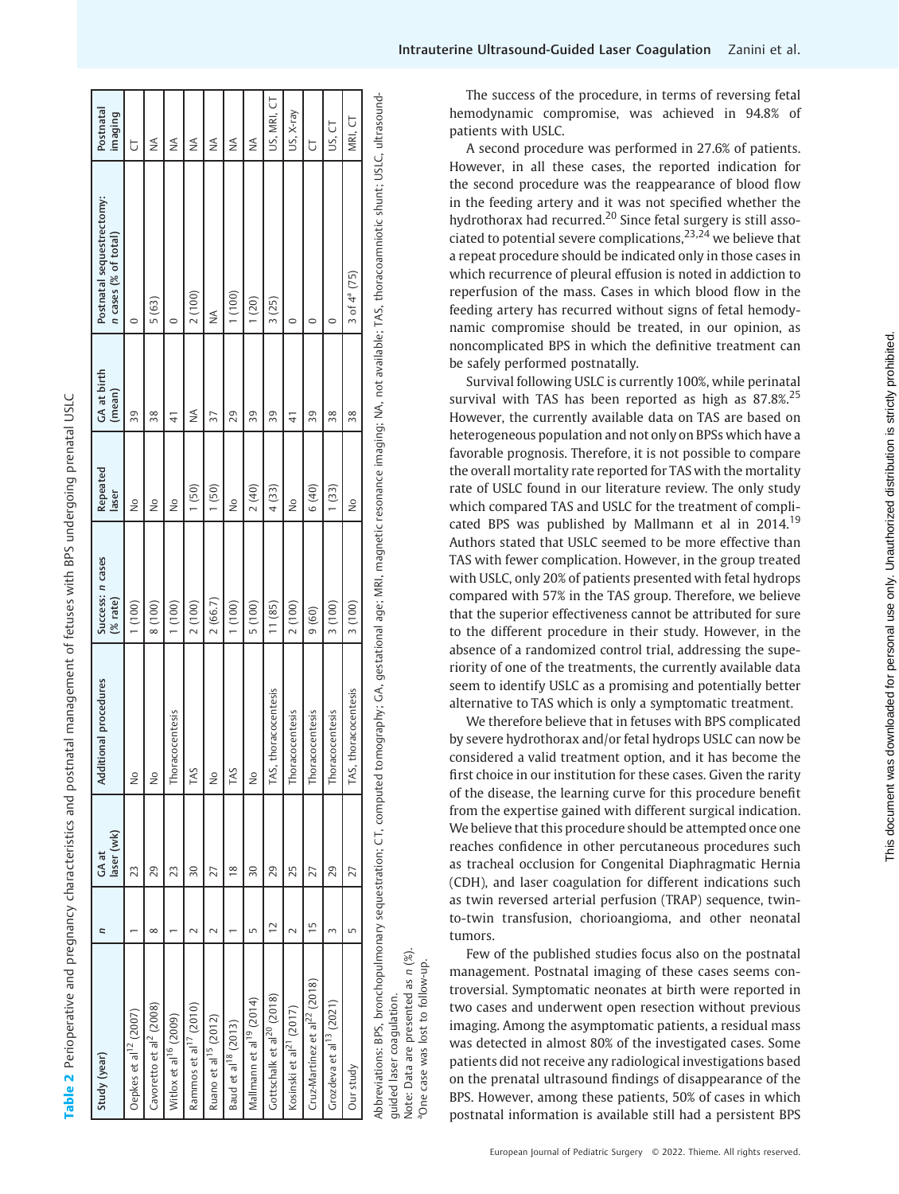**Table 2** Perioperative and pregnancy characteristics and postnatal management of fetuses with BPS undergoing prenatal USLC

| Study (year) | n | GA at laser (wk) | Additional procedures | Success: n cases (% rate) | Repeated laser | GA at birth (mean) | Postnatal sequestrectomy: n cases (% of total) | Postnatal imaging |
|---|---|---|---|---|---|---|---|---|
| Oepkes et al[12] (2007) | 1 | 23 | No | 1 (100) | No | 39 | 0 | CT |
| Cavoretto et al[2] (2008) | 8 | 29 | No | 8 (100) | No | 38 | 5 (63) | NA |
| Witlox et al[16] (2009) | 1 | 23 | Thoracocentesis | 1 (100) | No | 41 | 0 | NA |
| Rammos et al[17] (2010) | 2 | 30 | TAS | 2 (100) | No | 40 | 2 (100) | NA |
| Ruano et al[15] (2012) | 2 | 27 | No | 2 (66.7) | 1 (50) | NA | NA | NA |
| Baud et al[18] (2013) | 1 | 18 | TAS | 1 (100) | 1 (50) | 37 | 1 (100) | NA |
| Mallmann et al[19] (2014) | 5 | 30 | No | 5 (100) | No | 29 | 1 (20) | NA |
| Gottschalk et al[20] (2018) | 12 | 29 | TAS, thoracocentesis | 11 (85) | 2 (40) | 39 | 3 (25) | US, MRI, CT |
| Kosinski et al[21] (2017) | 2 | 25 | Thoracocentesis | 2 (100) | 4 (33) | 39 | 0 | US, X-ray |
| Cruz-Martinez et al[22] (2018) | 15 | 27 | Thoracocentesis | 9 (60) | No | 41 | 0 | CT |
| Grozdeva et al[13] (2021) | 3 | 29 | Thoracocentesis | 3 (100) | 6 (40) | 39 | 0 | US, CT |
| Our study | 5 | 27 | TAS, thoracocentesis | 3 (100) | 1 (33) | 38 | 3 of 4[a] (75) | MRI, CT |

Abbreviations: BPS, bronchopulmonary sequestration; CT, computed tomography; GA, gestational age; MRI, magnetic resonance imaging; NA, not available; TAS, thoracoamniotic shunt; USLC, ultrasound-guided laser coagulation.
Note: Data are presented as n (%).
[a]One case was lost to follow-up.

The success of the procedure, in terms of reversing fetal hemodynamic compromise, was achieved in 94.8% of patients with USLC.

A second procedure was performed in 27.6% of patients. However, in all these cases, the reported indication for the second procedure was the reappearance of blood flow in the feeding artery and it was not specified whether the hydrothorax had recurred.[20] Since fetal surgery is still associated to potential severe complications,[23,24] we believe that a repeat procedure should be indicated only in those cases in which recurrence of pleural effusion is noted in addiction to reperfusion of the mass. Cases in which blood flow in the feeding artery has recurred without signs of fetal hemodynamic compromise should be treated, in our opinion, as noncomplicated BPS in which the definitive treatment can be safely performed postnatally.

Survival following USLC is currently 100%, while perinatal survival with TAS has been reported as high as 87.8%.[25] However, the currently available data on TAS are based on heterogeneous population and not only on BPSs which have a favorable prognosis. Therefore, it is not possible to compare the overall mortality rate reported for TAS with the mortality rate of USLC found in our literature review. The only study which compared TAS and USLC for the treatment of complicated BPS was published by Mallmann et al in 2014.[19] Authors stated that USLC seemed to be more effective than TAS with fewer complication. However, in the group treated with USLC, only 20% of patients presented with fetal hydrops compared with 57% in the TAS group. Therefore, we believe that the superior effectiveness cannot be attributed for sure to the different procedure in their study. However, in the absence of a randomized control trial, addressing the superiority of one of the treatments, the currently available data seem to identify USLC as a promising and potentially better alternative to TAS which is only a symptomatic treatment.

We therefore believe that in fetuses with BPS complicated by severe hydrothorax and/or fetal hydrops USLC can now be considered a valid treatment option, and it has become the first choice in our institution for these cases. Given the rarity of the disease, the learning curve for this procedure benefit from the expertise gained with different surgical indication. We believe that this procedure should be attempted once one reaches confidence in other percutaneous procedures such as tracheal occlusion for Congenital Diaphragmatic Hernia (CDH), and laser coagulation for different indications such as twin reversed arterial perfusion (TRAP) sequence, twin-to-twin transfusion, chorioangioma, and other neonatal tumors.

Few of the published studies focus also on the postnatal management. Postnatal imaging of these cases seems controversial. Symptomatic neonates at birth were reported in two cases and underwent open resection without previous imaging. Among the asymptomatic patients, a residual mass was detected in almost 80% of the investigated cases. Some patients did not receive any radiological investigations based on the prenatal ultrasound findings of disappearance of the BPS. However, among these patients, 50% of cases in which postnatal information is available still had a persistent BPS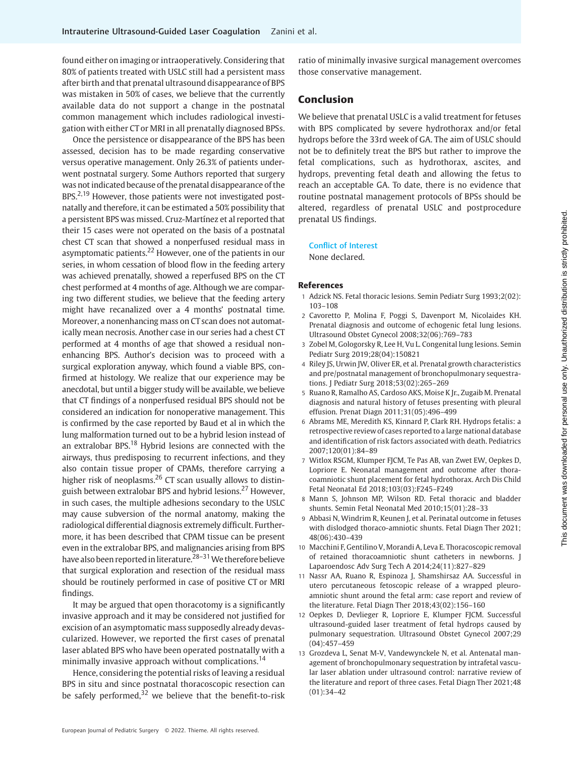found either on imaging or intraoperatively. Considering that 80% of patients treated with USLC still had a persistent mass after birth and that prenatal ultrasound disappearance of BPS was mistaken in 50% of cases, we believe that the currently available data do not support a change in the postnatal common management which includes radiological investigation with either CT or MRI in all prenatally diagnosed BPSs.

Once the persistence or disappearance of the BPS has been assessed, decision has to be made regarding conservative versus operative management. Only 26.3% of patients underwent postnatal surgery. Some Authors reported that surgery was not indicated because of the prenatal disappearance of the BPS.[2,19] However, those patients were not investigated postnatally and therefore, it can be estimated a 50% possibility that a persistent BPS was missed. Cruz-Martínez et al reported that their 15 cases were not operated on the basis of a postnatal chest CT scan that showed a nonperfused residual mass in asymptomatic patients.[22] However, one of the patients in our series, in whom cessation of blood flow in the feeding artery was achieved prenatally, showed a reperfused BPS on the CT chest performed at 4 months of age. Although we are comparing two different studies, we believe that the feeding artery might have recanalized over a 4 months' postnatal time. Moreover, a nonenhancing mass on CT scan does not automatically mean necrosis. Another case in our series had a chest CT performed at 4 months of age that showed a residual nonenhancing BPS. Author's decision was to proceed with a surgical exploration anyway, which found a viable BPS, confirmed at histology. We realize that our experience may be anecdotal, but until a bigger study will be available, we believe that CT findings of a nonperfused residual BPS should not be considered an indication for nonoperative management. This is confirmed by the case reported by Baud et al in which the lung malformation turned out to be a hybrid lesion instead of an extralobar BPS.[18] Hybrid lesions are connected with the airways, thus predisposing to recurrent infections, and they also contain tissue proper of CPAMs, therefore carrying a higher risk of neoplasms.[26] CT scan usually allows to distinguish between extralobar BPS and hybrid lesions.[27] However, in such cases, the multiple adhesions secondary to the USLC may cause subversion of the normal anatomy, making the radiological differential diagnosis extremely difficult. Furthermore, it has been described that CPAM tissue can be present even in the extralobar BPS, and malignancies arising from BPS have also been reported in literature.[28–31] We therefore believe that surgical exploration and resection of the residual mass should be routinely performed in case of positive CT or MRI findings.

It may be argued that open thoracotomy is a significantly invasive approach and it may be considered not justified for excision of an asymptomatic mass supposedly already devascularized. However, we reported the first cases of prenatal laser ablated BPS who have been operated postnatally with a minimally invasive approach without complications.[14]

Hence, considering the potential risks of leaving a residual BPS in situ and since postnatal thoracoscopic resection can be safely performed,[32] we believe that the benefit-to-risk ratio of minimally invasive surgical management overcomes those conservative management.

## Conclusion

We believe that prenatal USLC is a valid treatment for fetuses with BPS complicated by severe hydrothorax and/or fetal hydrops before the 33rd week of GA. The aim of USLC should not be to definitely treat the BPS but rather to improve the fetal complications, such as hydrothorax, ascites, and hydrops, preventing fetal death and allowing the fetus to reach an acceptable GA. To date, there is no evidence that routine postnatal management protocols of BPSs should be altered, regardless of prenatal USLC and postprocedure prenatal US findings.

**Conflict of Interest**
None declared.

### References

1. Adzick NS. Fetal thoracic lesions. Semin Pediatr Surg 1993;2(02):103–108
2. Cavoretto P, Molina F, Poggi S, Davenport M, Nicolaides KH. Prenatal diagnosis and outcome of echogenic fetal lung lesions. Ultrasound Obstet Gynecol 2008;32(06):769–783
3. Zobel M, Gologorsky R, Lee H, Vu L. Congenital lung lesions. Semin Pediatr Surg 2019;28(04):150821
4. Riley JS, Urwin JW, Oliver ER, et al. Prenatal growth characteristics and pre/postnatal management of bronchopulmonary sequestrations. J Pediatr Surg 2018;53(02):265–269
5. Ruano R, Ramalho AS, Cardoso AKS, Moise K Jr., Zugaib M. Prenatal diagnosis and natural history of fetuses presenting with pleural effusion. Prenat Diagn 2011;31(05):496–499
6. Abrams ME, Meredith KS, Kinnard P, Clark RH. Hydrops fetalis: a retrospective review of cases reported to a large national database and identification of risk factors associated with death. Pediatrics 2007;120(01):84–89
7. Witlox RSGM, Klumper FJCM, Te Pas AB, van Zwet EW, Oepkes D, Lopriore E. Neonatal management and outcome after thoracoamniotic shunt placement for fetal hydrothorax. Arch Dis Child Fetal Neonatal Ed 2018;103(03):F245–F249
8. Mann S, Johnson MP, Wilson RD. Fetal thoracic and bladder shunts. Semin Fetal Neonatal Med 2010;15(01):28–33
9. Abbasi N, Windrim R, Keunen J, et al. Perinatal outcome in fetuses with dislodged thoraco-amniotic shunts. Fetal Diagn Ther 2021;48(06):430–439
10. Macchini F, Gentilino V, Morandi A, Leva E. Thoracoscopic removal of retained thoracoamniotic shunt catheters in newborns. J Laparoendosc Adv Surg Tech A 2014;24(11):827–829
11. Nassr AA, Ruano R, Espinoza J, Shamshirsaz AA. Successful in utero percutaneous fetoscopic release of a wrapped pleuro-amniotic shunt around the fetal arm: case report and review of the literature. Fetal Diagn Ther 2018;43(02):156–160
12. Oepkes D, Devlieger R, Lopriore E, Klumper FJCM. Successful ultrasound-guided laser treatment of fetal hydrops caused by pulmonary sequestration. Ultrasound Obstet Gynecol 2007;29(04):457–459
13. Grozdeva L, Senat M-V, Vandewynckele N, et al. Antenatal management of bronchopulmonary sequestration by intrafetal vascular laser ablation under ultrasound control: narrative review of the literature and report of three cases. Fetal Diagn Ther 2021;48(01):34–42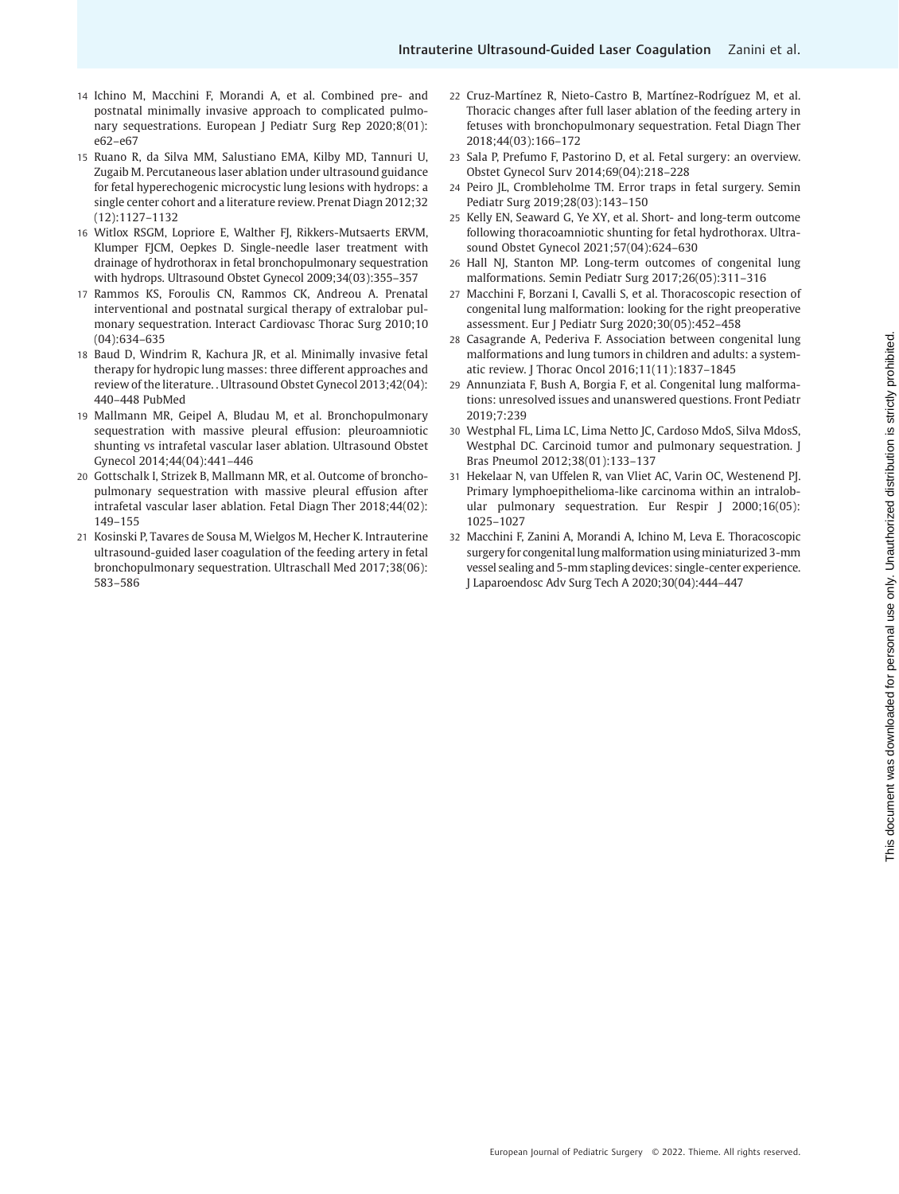14 Ichino M, Macchini F, Morandi A, et al. Combined pre- and postnatal minimally invasive approach to complicated pulmonary sequestrations. European J Pediatr Surg Rep 2020;8(01): e62–e67

15 Ruano R, da Silva MM, Salustiano EMA, Kilby MD, Tannuri U, Zugaib M. Percutaneous laser ablation under ultrasound guidance for fetal hyperechogenic microcystic lung lesions with hydrops: a single center cohort and a literature review. Prenat Diagn 2012;32 (12):1127–1132

16 Witlox RSGM, Lopriore E, Walther FJ, Rikkers-Mutsaerts ERVM, Klumper FJCM, Oepkes D. Single-needle laser treatment with drainage of hydrothorax in fetal bronchopulmonary sequestration with hydrops. Ultrasound Obstet Gynecol 2009;34(03):355–357

17 Rammos KS, Foroulis CN, Rammos CK, Andreou A. Prenatal interventional and postnatal surgical therapy of extralobar pulmonary sequestration. Interact Cardiovasc Thorac Surg 2010;10 (04):634–635

18 Baud D, Windrim R, Kachura JR, et al. Minimally invasive fetal therapy for hydropic lung masses: three different approaches and review of the literature. . Ultrasound Obstet Gynecol 2013;42(04): 440–448 PubMed

19 Mallmann MR, Geipel A, Bludau M, et al. Bronchopulmonary sequestration with massive pleural effusion: pleuroamniotic shunting vs intrafetal vascular laser ablation. Ultrasound Obstet Gynecol 2014;44(04):441–446

20 Gottschalk I, Strizek B, Mallmann MR, et al. Outcome of bronchopulmonary sequestration with massive pleural effusion after intrafetal vascular laser ablation. Fetal Diagn Ther 2018;44(02): 149–155

21 Kosinski P, Tavares de Sousa M, Wielgos M, Hecher K. Intrauterine ultrasound-guided laser coagulation of the feeding artery in fetal bronchopulmonary sequestration. Ultraschall Med 2017;38(06): 583–586

22 Cruz-Martínez R, Nieto-Castro B, Martínez-Rodríguez M, et al. Thoracic changes after full laser ablation of the feeding artery in fetuses with bronchopulmonary sequestration. Fetal Diagn Ther 2018;44(03):166–172

23 Sala P, Prefumo F, Pastorino D, et al. Fetal surgery: an overview. Obstet Gynecol Surv 2014;69(04):218–228

24 Peiro JL, Crombleholme TM. Error traps in fetal surgery. Semin Pediatr Surg 2019;28(03):143–150

25 Kelly EN, Seaward G, Ye XY, et al. Short- and long-term outcome following thoracoamniotic shunting for fetal hydrothorax. Ultrasound Obstet Gynecol 2021;57(04):624–630

26 Hall NJ, Stanton MP. Long-term outcomes of congenital lung malformations. Semin Pediatr Surg 2017;26(05):311–316

27 Macchini F, Borzani I, Cavalli S, et al. Thoracoscopic resection of congenital lung malformation: looking for the right preoperative assessment. Eur J Pediatr Surg 2020;30(05):452–458

28 Casagrande A, Pederiva F. Association between congenital lung malformations and lung tumors in children and adults: a systematic review. J Thorac Oncol 2016;11(11):1837–1845

29 Annunziata F, Bush A, Borgia F, et al. Congenital lung malformations: unresolved issues and unanswered questions. Front Pediatr 2019;7:239

30 Westphal FL, Lima LC, Lima Netto JC, Cardoso MdoS, Silva MdosS, Westphal DC. Carcinoid tumor and pulmonary sequestration. J Bras Pneumol 2012;38(01):133–137

31 Hekelaar N, van Uffelen R, van Vliet AC, Varin OC, Westenend PJ. Primary lymphoepithelioma-like carcinoma within an intralobular pulmonary sequestration. Eur Respir J 2000;16(05): 1025–1027

32 Macchini F, Zanini A, Morandi A, Ichino M, Leva E. Thoracoscopic surgery for congenital lung malformation using miniaturized 3-mm vessel sealing and 5-mm stapling devices: single-center experience. J Laparoendosc Adv Surg Tech A 2020;30(04):444–447